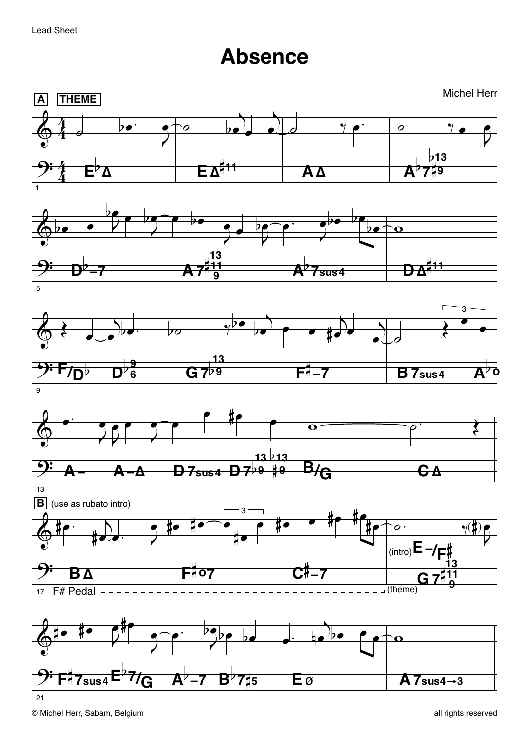Lead Sheet

# Absence

Michel Herr

A THEME

E♭Δ | EΔ♯11 | AΔ | A♭7♯9♭13

D♭–7 | A7♯11 9 13 | A♭7sus4 | DΔ♯11

F/D♭ D♭6 9 | G7♭9 13 | F♯–7 | B7sus4 A♭o

A– A–Δ | D7sus4 D7♭9 13 ♯9 ♭13 | B/G | CΔ

B (use as rubato intro)

BΔ | F♯o7 | C♯–7 | (intro) E–/F♯ G7♯11 9 13

F# Pedal (theme)

F♯7sus4 E♭7/G | A♭–7 B♭7♯5 | Eø | A7sus4→3

© Michel Herr, Sabam, Belgium

all rights reserved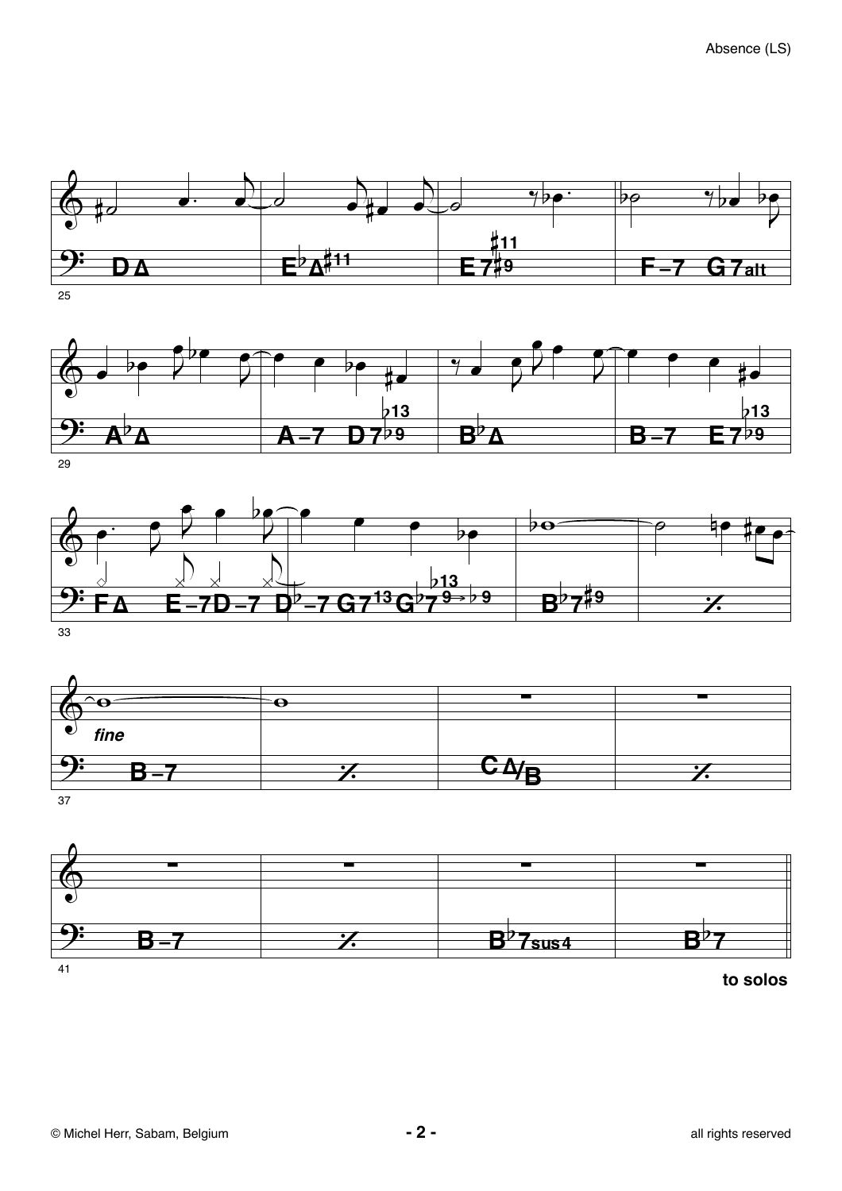*fine*

**to solos**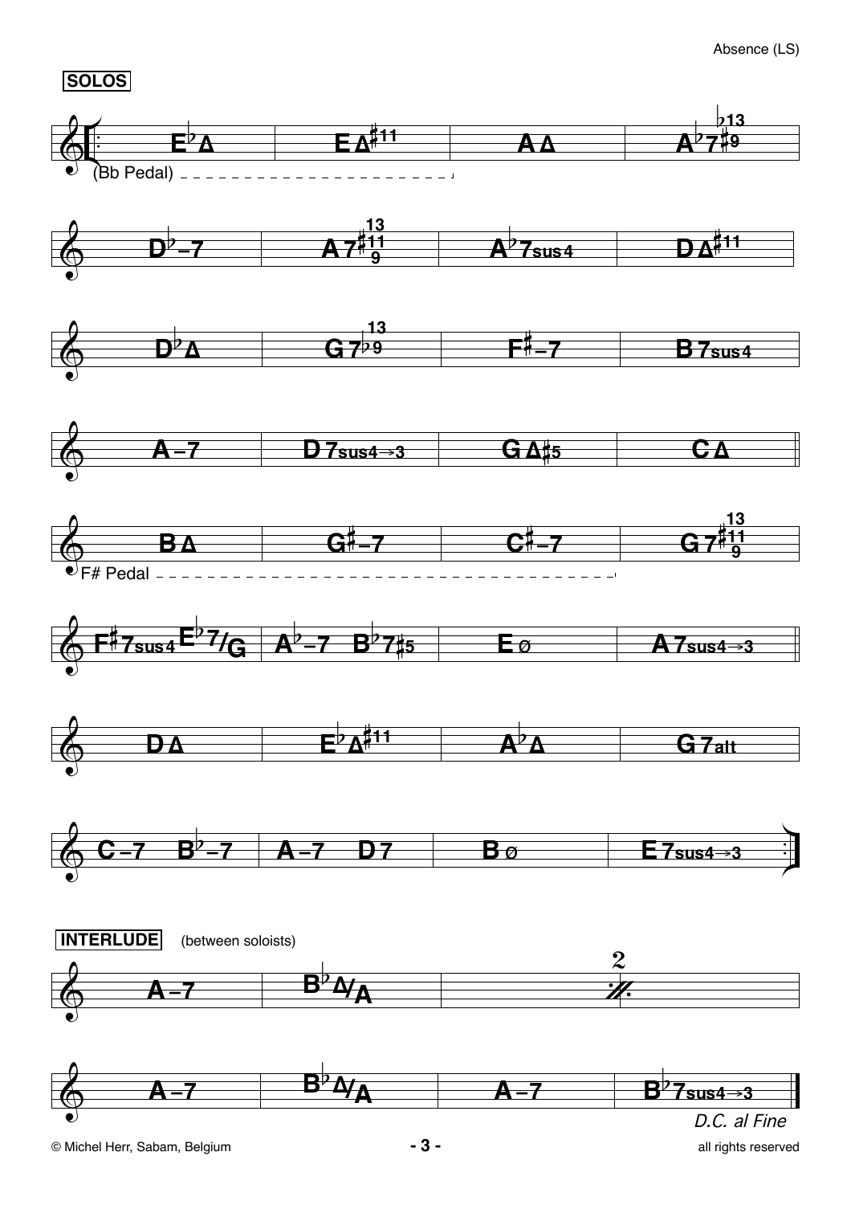**SOLOS**

| | | | |
|---|---|---|---|
| E♭Δ | EΔ♯11 | AΔ | A♭7♯9 ♭13 |
| (Bb Pedal) | | | |
| D♭–7 | A7 ♯11 9 13 | A♭7sus4 | DΔ♯11 |
| D♭Δ | G7♭9 13 | F♯–7 | B7sus4 |
| A–7 | D7sus4→3 | GΔ♯5 | CΔ |
| BΔ | G♯–7 | C♯–7 | G7 ♯11 9 13 |
| F# Pedal | | | |
| F♯7sus4 E♭7/G | A♭–7 B♭7♯5 | Eø | A7sus4→3 |
| DΔ | E♭Δ♯11 | A♭Δ | G7alt |
| C–7 B♭–7 | A–7 D7 | Bø | E7sus4→3 |

**INTERLUDE** (between soloists)

| | | | |
|---|---|---|---|
| A–7 | B♭Δ/A | 2 ./. | |
| A–7 | B♭Δ/A | A–7 | B♭7sus4→3 |

*D.C. al Fine*

© Michel Herr, Sabam, Belgium — all rights reserved